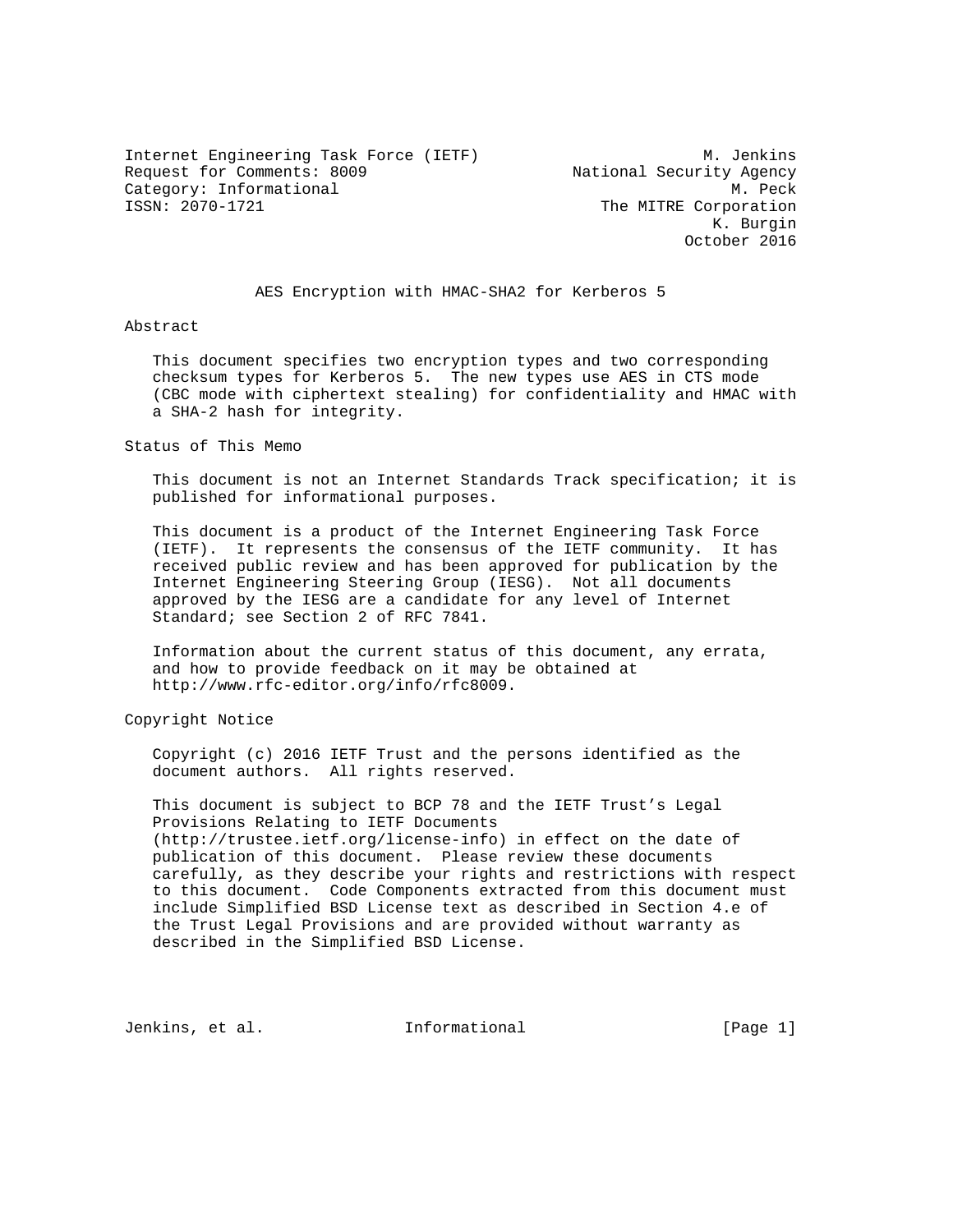Internet Engineering Task Force (IETF)  
Request for Comments: 8009  
Category: Informational  
ISSN: 2070-1721

M. Jenkins  
National Security Agency  
M. Peck  
The MITRE Corporation  
K. Burgin  
October 2016

# AES Encryption with HMAC-SHA2 for Kerberos 5

## Abstract

This document specifies two encryption types and two corresponding checksum types for Kerberos 5. The new types use AES in CTS mode (CBC mode with ciphertext stealing) for confidentiality and HMAC with a SHA-2 hash for integrity.

## Status of This Memo

This document is not an Internet Standards Track specification; it is published for informational purposes.

This document is a product of the Internet Engineering Task Force (IETF). It represents the consensus of the IETF community. It has received public review and has been approved for publication by the Internet Engineering Steering Group (IESG). Not all documents approved by the IESG are a candidate for any level of Internet Standard; see Section 2 of RFC 7841.

Information about the current status of this document, any errata, and how to provide feedback on it may be obtained at http://www.rfc-editor.org/info/rfc8009.

## Copyright Notice

Copyright (c) 2016 IETF Trust and the persons identified as the document authors. All rights reserved.

This document is subject to BCP 78 and the IETF Trust's Legal Provisions Relating to IETF Documents (http://trustee.ietf.org/license-info) in effect on the date of publication of this document. Please review these documents carefully, as they describe your rights and restrictions with respect to this document. Code Components extracted from this document must include Simplified BSD License text as described in Section 4.e of the Trust Legal Provisions and are provided without warranty as described in the Simplified BSD License.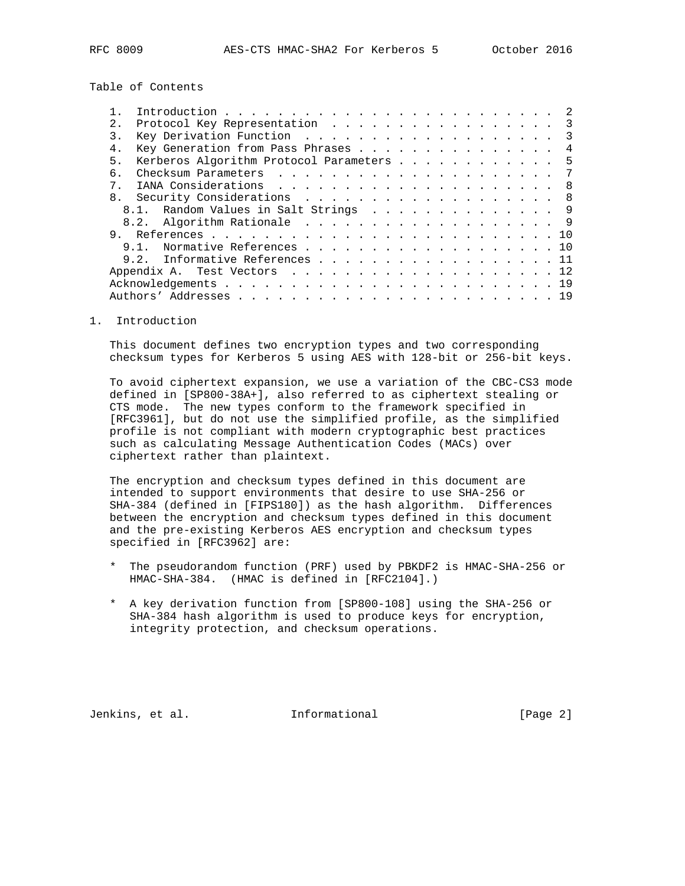Table of Contents

1. Introduction . . . . . . . . . . . . . . . . . . . . . . . . . 2
2. Protocol Key Representation . . . . . . . . . . . . . . . . . 3
3. Key Derivation Function . . . . . . . . . . . . . . . . . . . 3
4. Key Generation from Pass Phrases . . . . . . . . . . . . . . . 4
5. Kerberos Algorithm Protocol Parameters . . . . . . . . . . . . 5
6. Checksum Parameters . . . . . . . . . . . . . . . . . . . . . 7
7. IANA Considerations . . . . . . . . . . . . . . . . . . . . . 8
8. Security Considerations . . . . . . . . . . . . . . . . . . . 8
   8.1. Random Values in Salt Strings . . . . . . . . . . . . . . 9
   8.2. Algorithm Rationale . . . . . . . . . . . . . . . . . . . 9
9. References . . . . . . . . . . . . . . . . . . . . . . . . . . 10
   9.1. Normative References . . . . . . . . . . . . . . . . . . . 10
   9.2. Informative References . . . . . . . . . . . . . . . . . . 11
Appendix A. Test Vectors . . . . . . . . . . . . . . . . . . . . 12
Acknowledgements . . . . . . . . . . . . . . . . . . . . . . . . . 19
Authors' Addresses . . . . . . . . . . . . . . . . . . . . . . . . 19

# 1. Introduction

This document defines two encryption types and two corresponding checksum types for Kerberos 5 using AES with 128-bit or 256-bit keys.

To avoid ciphertext expansion, we use a variation of the CBC-CS3 mode defined in [SP800-38A+], also referred to as ciphertext stealing or CTS mode. The new types conform to the framework specified in [RFC3961], but do not use the simplified profile, as the simplified profile is not compliant with modern cryptographic best practices such as calculating Message Authentication Codes (MACs) over ciphertext rather than plaintext.

The encryption and checksum types defined in this document are intended to support environments that desire to use SHA-256 or SHA-384 (defined in [FIPS180]) as the hash algorithm. Differences between the encryption and checksum types defined in this document and the pre-existing Kerberos AES encryption and checksum types specified in [RFC3962] are:

* The pseudorandom function (PRF) used by PBKDF2 is HMAC-SHA-256 or HMAC-SHA-384. (HMAC is defined in [RFC2104].)

* A key derivation function from [SP800-108] using the SHA-256 or SHA-384 hash algorithm is used to produce keys for encryption, integrity protection, and checksum operations.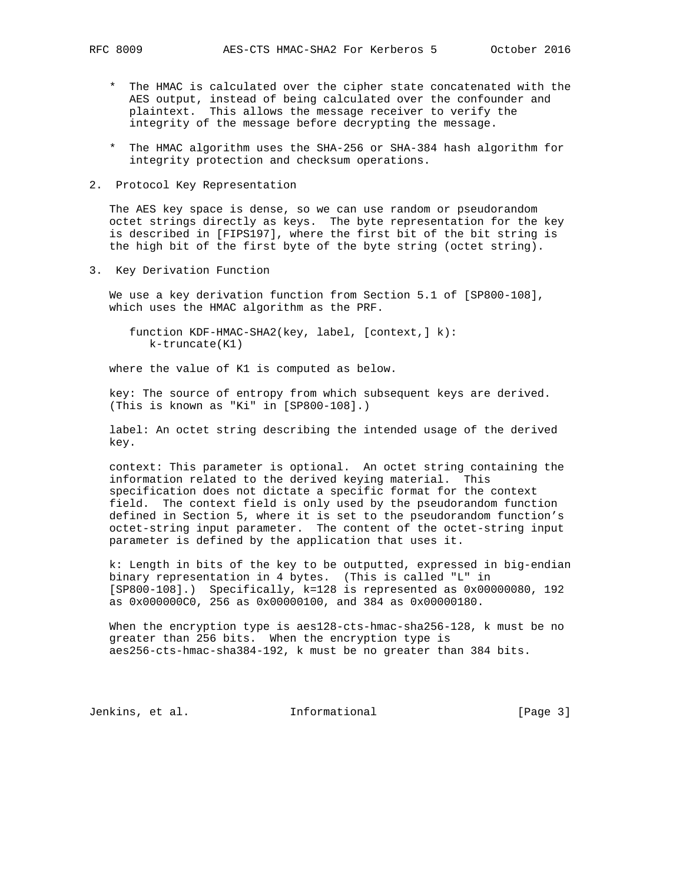* The HMAC is calculated over the cipher state concatenated with the AES output, instead of being calculated over the confounder and plaintext. This allows the message receiver to verify the integrity of the message before decrypting the message.

* The HMAC algorithm uses the SHA-256 or SHA-384 hash algorithm for integrity protection and checksum operations.

## 2. Protocol Key Representation

The AES key space is dense, so we can use random or pseudorandom octet strings directly as keys. The byte representation for the key is described in [FIPS197], where the first bit of the bit string is the high bit of the first byte of the byte string (octet string).

## 3. Key Derivation Function

We use a key derivation function from Section 5.1 of [SP800-108], which uses the HMAC algorithm as the PRF.

```
function KDF-HMAC-SHA2(key, label, [context,] k):
   k-truncate(K1)
```

where the value of K1 is computed as below.

key: The source of entropy from which subsequent keys are derived. (This is known as "Ki" in [SP800-108].)

label: An octet string describing the intended usage of the derived key.

context: This parameter is optional. An octet string containing the information related to the derived keying material. This specification does not dictate a specific format for the context field. The context field is only used by the pseudorandom function defined in Section 5, where it is set to the pseudorandom function's octet-string input parameter. The content of the octet-string input parameter is defined by the application that uses it.

k: Length in bits of the key to be outputted, expressed in big-endian binary representation in 4 bytes. (This is called "L" in [SP800-108].) Specifically, k=128 is represented as 0x00000080, 192 as 0x000000C0, 256 as 0x00000100, and 384 as 0x00000180.

When the encryption type is aes128-cts-hmac-sha256-128, k must be no greater than 256 bits. When the encryption type is aes256-cts-hmac-sha384-192, k must be no greater than 384 bits.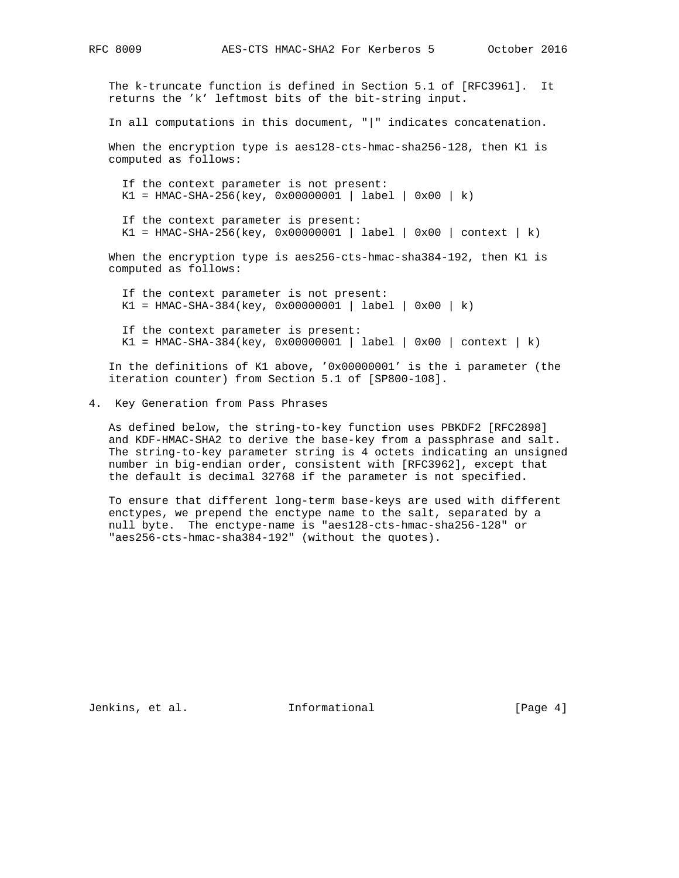The k-truncate function is defined in Section 5.1 of [RFC3961]. It returns the 'k' leftmost bits of the bit-string input.

In all computations in this document, "|" indicates concatenation.

When the encryption type is aes128-cts-hmac-sha256-128, then K1 is computed as follows:

```
If the context parameter is not present:
K1 = HMAC-SHA-256(key, 0x00000001 | label | 0x00 | k)

If the context parameter is present:
K1 = HMAC-SHA-256(key, 0x00000001 | label | 0x00 | context | k)
```

When the encryption type is aes256-cts-hmac-sha384-192, then K1 is computed as follows:

```
If the context parameter is not present:
K1 = HMAC-SHA-384(key, 0x00000001 | label | 0x00 | k)

If the context parameter is present:
K1 = HMAC-SHA-384(key, 0x00000001 | label | 0x00 | context | k)
```

In the definitions of K1 above, '0x00000001' is the i parameter (the iteration counter) from Section 5.1 of [SP800-108].

## 4. Key Generation from Pass Phrases

As defined below, the string-to-key function uses PBKDF2 [RFC2898] and KDF-HMAC-SHA2 to derive the base-key from a passphrase and salt. The string-to-key parameter string is 4 octets indicating an unsigned number in big-endian order, consistent with [RFC3962], except that the default is decimal 32768 if the parameter is not specified.

To ensure that different long-term base-keys are used with different enctypes, we prepend the enctype name to the salt, separated by a null byte. The enctype-name is "aes128-cts-hmac-sha256-128" or "aes256-cts-hmac-sha384-192" (without the quotes).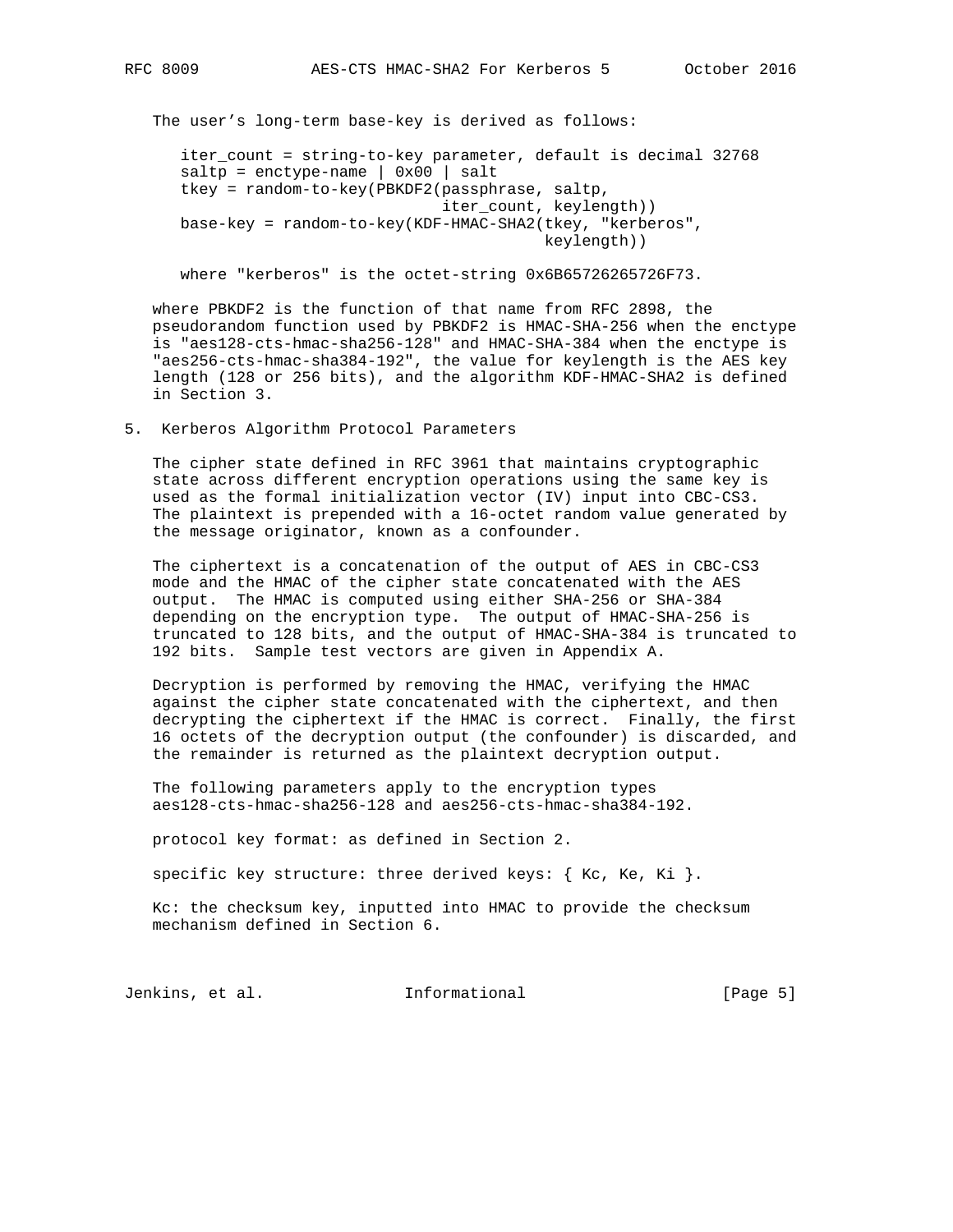The user's long-term base-key is derived as follows:

```
iter_count = string-to-key parameter, default is decimal 32768
saltp = enctype-name | 0x00 | salt
tkey = random-to-key(PBKDF2(passphrase, saltp,
                            iter_count, keylength))
base-key = random-to-key(KDF-HMAC-SHA2(tkey, "kerberos",
                                       keylength))

 where "kerberos" is the octet-string 0x6B65726265726F73.
```

where PBKDF2 is the function of that name from RFC 2898, the pseudorandom function used by PBKDF2 is HMAC-SHA-256 when the enctype is "aes128-cts-hmac-sha256-128" and HMAC-SHA-384 when the enctype is "aes256-cts-hmac-sha384-192", the value for keylength is the AES key length (128 or 256 bits), and the algorithm KDF-HMAC-SHA2 is defined in Section 3.

## 5. Kerberos Algorithm Protocol Parameters

The cipher state defined in RFC 3961 that maintains cryptographic state across different encryption operations using the same key is used as the formal initialization vector (IV) input into CBC-CS3. The plaintext is prepended with a 16-octet random value generated by the message originator, known as a confounder.

The ciphertext is a concatenation of the output of AES in CBC-CS3 mode and the HMAC of the cipher state concatenated with the AES output. The HMAC is computed using either SHA-256 or SHA-384 depending on the encryption type. The output of HMAC-SHA-256 is truncated to 128 bits, and the output of HMAC-SHA-384 is truncated to 192 bits. Sample test vectors are given in Appendix A.

Decryption is performed by removing the HMAC, verifying the HMAC against the cipher state concatenated with the ciphertext, and then decrypting the ciphertext if the HMAC is correct. Finally, the first 16 octets of the decryption output (the confounder) is discarded, and the remainder is returned as the plaintext decryption output.

The following parameters apply to the encryption types aes128-cts-hmac-sha256-128 and aes256-cts-hmac-sha384-192.

protocol key format: as defined in Section 2.

specific key structure: three derived keys: { Kc, Ke, Ki }.

Kc: the checksum key, inputted into HMAC to provide the checksum mechanism defined in Section 6.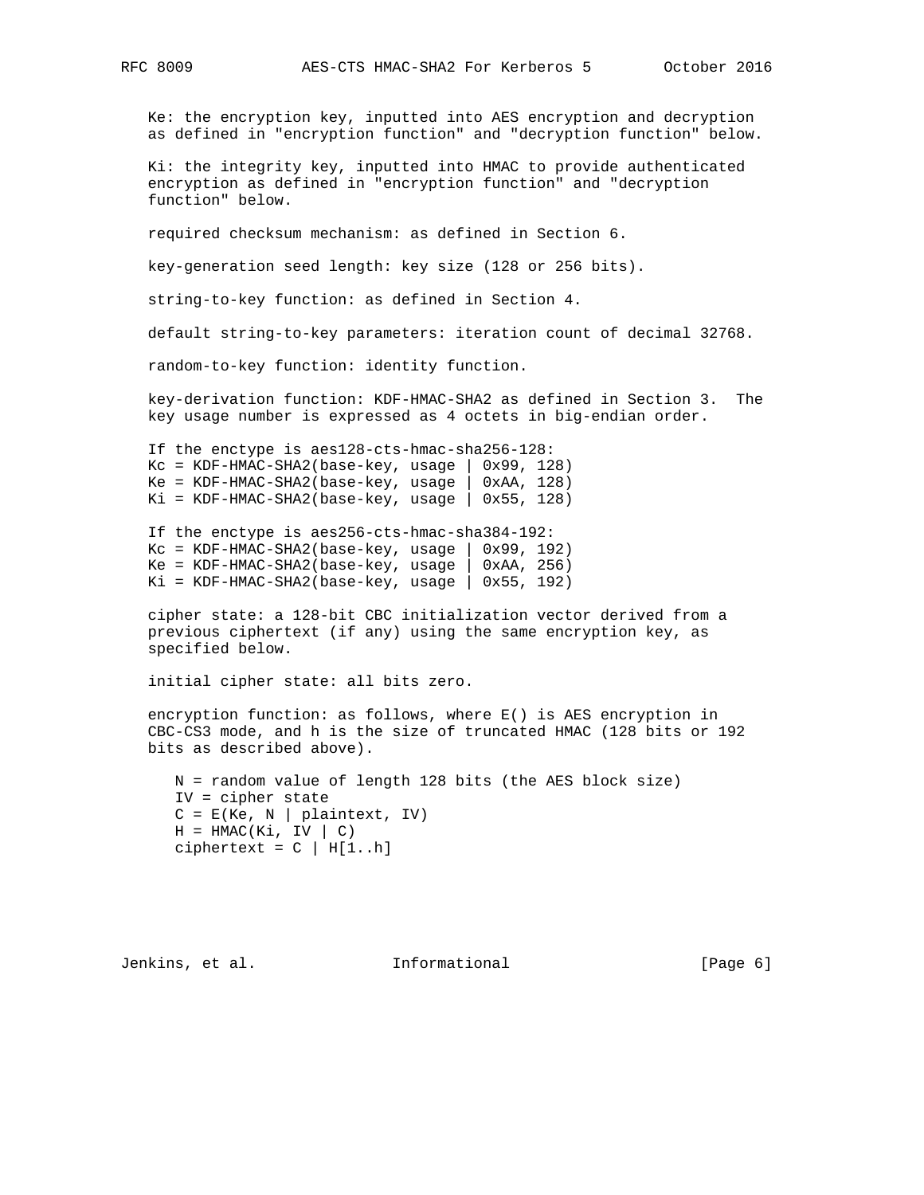Ke: the encryption key, inputted into AES encryption and decryption as defined in "encryption function" and "decryption function" below.

Ki: the integrity key, inputted into HMAC to provide authenticated encryption as defined in "encryption function" and "decryption function" below.

required checksum mechanism: as defined in Section 6.

key-generation seed length: key size (128 or 256 bits).

string-to-key function: as defined in Section 4.

default string-to-key parameters: iteration count of decimal 32768.

random-to-key function: identity function.

key-derivation function: KDF-HMAC-SHA2 as defined in Section 3. The key usage number is expressed as 4 octets in big-endian order.

```
If the enctype is aes128-cts-hmac-sha256-128:
Kc = KDF-HMAC-SHA2(base-key, usage | 0x99, 128)
Ke = KDF-HMAC-SHA2(base-key, usage | 0xAA, 128)
Ki = KDF-HMAC-SHA2(base-key, usage | 0x55, 128)

If the enctype is aes256-cts-hmac-sha384-192:
Kc = KDF-HMAC-SHA2(base-key, usage | 0x99, 192)
Ke = KDF-HMAC-SHA2(base-key, usage | 0xAA, 256)
Ki = KDF-HMAC-SHA2(base-key, usage | 0x55, 192)
```

cipher state: a 128-bit CBC initialization vector derived from a previous ciphertext (if any) using the same encryption key, as specified below.

initial cipher state: all bits zero.

encryption function: as follows, where E() is AES encryption in CBC-CS3 mode, and h is the size of truncated HMAC (128 bits or 192 bits as described above).

```
N = random value of length 128 bits (the AES block size)
IV = cipher state
C = E(Ke, N | plaintext, IV)
H = HMAC(Ki, IV | C)
ciphertext = C | H[1..h]
```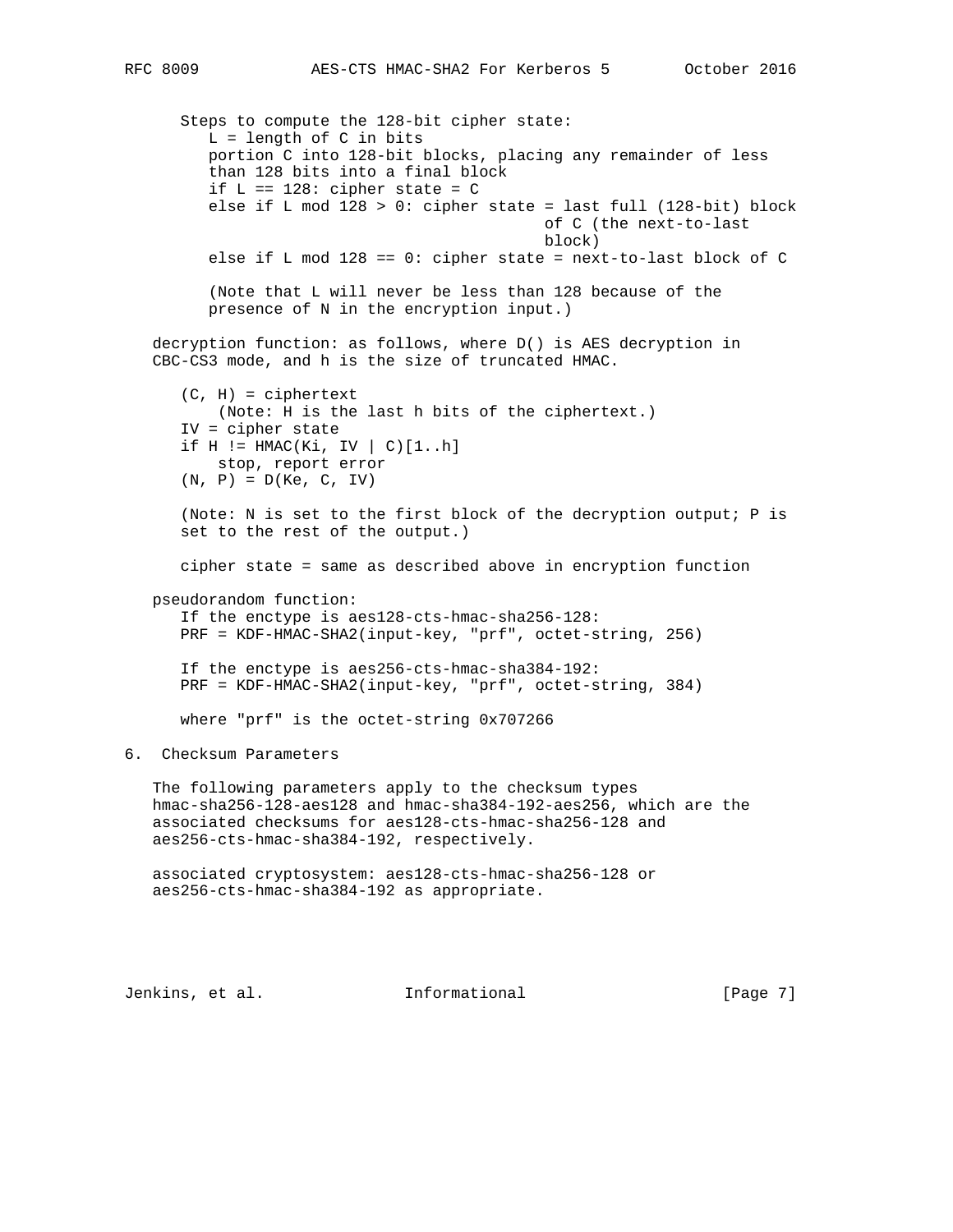Steps to compute the 128-bit cipher state:

```
   L = length of C in bits
   portion C into 128-bit blocks, placing any remainder of less
   than 128 bits into a final block
   if L == 128: cipher state = C
   else if L mod 128 > 0: cipher state = last full (128-bit) block
                                         of C (the next-to-last
                                         block)
   else if L mod 128 == 0: cipher state = next-to-last block of C

   (Note that L will never be less than 128 because of the
   presence of N in the encryption input.)
```

decryption function: as follows, where D() is AES decryption in CBC-CS3 mode, and h is the size of truncated HMAC.

```
   (C, H) = ciphertext
       (Note: H is the last h bits of the ciphertext.)
   IV = cipher state
   if H != HMAC(Ki, IV | C)[1..h]
       stop, report error
   (N, P) = D(Ke, C, IV)

   (Note: N is set to the first block of the decryption output; P is
   set to the rest of the output.)

   cipher state = same as described above in encryption function
```

pseudorandom function:

```
   If the enctype is aes128-cts-hmac-sha256-128:
   PRF = KDF-HMAC-SHA2(input-key, "prf", octet-string, 256)

   If the enctype is aes256-cts-hmac-sha384-192:
   PRF = KDF-HMAC-SHA2(input-key, "prf", octet-string, 384)

   where "prf" is the octet-string 0x707266
```

## 6. Checksum Parameters

The following parameters apply to the checksum types hmac-sha256-128-aes128 and hmac-sha384-192-aes256, which are the associated checksums for aes128-cts-hmac-sha256-128 and aes256-cts-hmac-sha384-192, respectively.

associated cryptosystem: aes128-cts-hmac-sha256-128 or aes256-cts-hmac-sha384-192 as appropriate.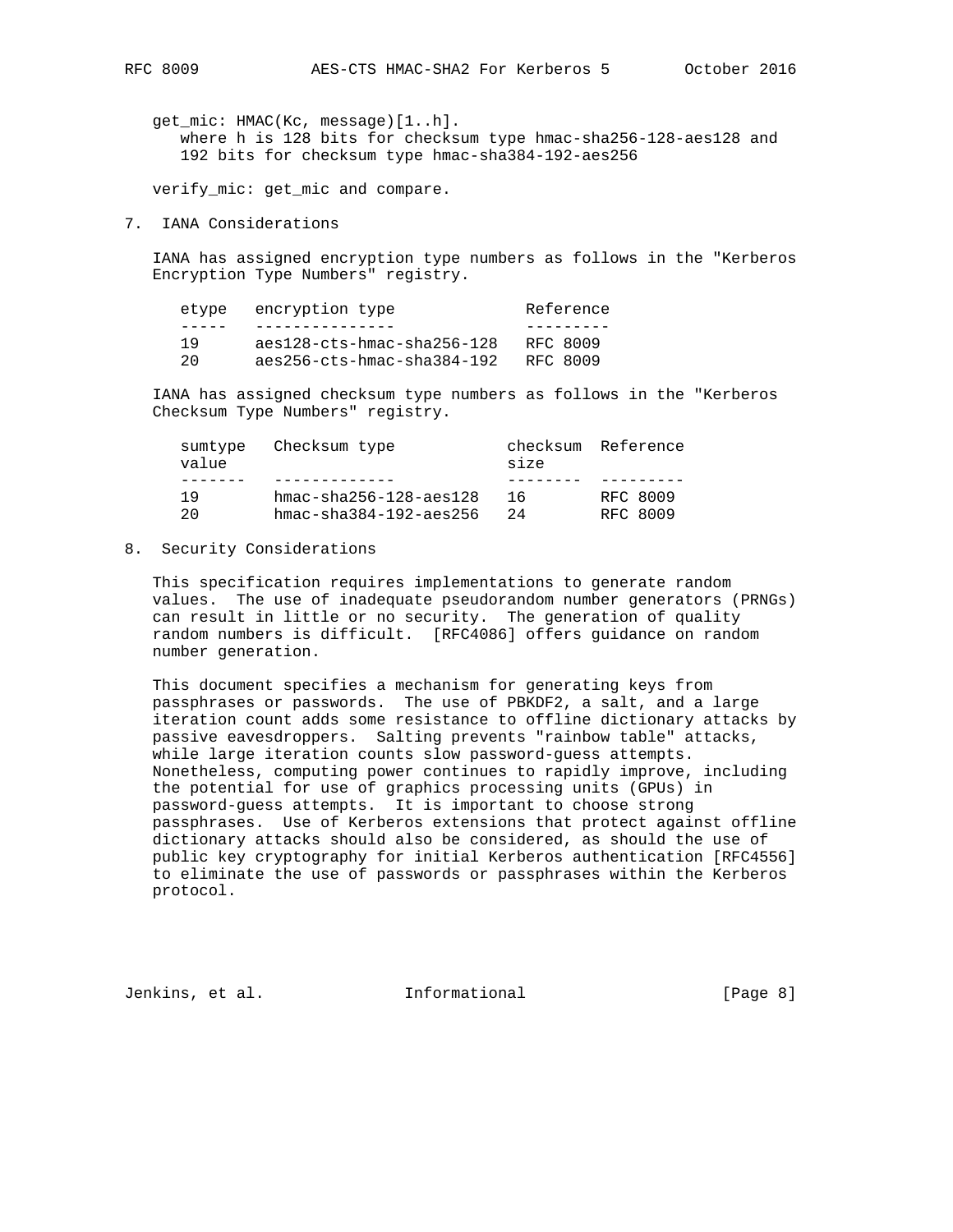get_mic: HMAC(Kc, message)[1..h].
where h is 128 bits for checksum type hmac-sha256-128-aes128 and 192 bits for checksum type hmac-sha384-192-aes256

verify_mic: get_mic and compare.

## 7. IANA Considerations

IANA has assigned encryption type numbers as follows in the "Kerberos Encryption Type Numbers" registry.

| etype | encryption type | Reference |
|---|---|---|
| 19 | aes128-cts-hmac-sha256-128 | RFC 8009 |
| 20 | aes256-cts-hmac-sha384-192 | RFC 8009 |

IANA has assigned checksum type numbers as follows in the "Kerberos Checksum Type Numbers" registry.

| sumtype value | Checksum type | checksum size | Reference |
|---|---|---|---|
| 19 | hmac-sha256-128-aes128 | 16 | RFC 8009 |
| 20 | hmac-sha384-192-aes256 | 24 | RFC 8009 |

## 8. Security Considerations

This specification requires implementations to generate random values. The use of inadequate pseudorandom number generators (PRNGs) can result in little or no security. The generation of quality random numbers is difficult. [RFC4086] offers guidance on random number generation.

This document specifies a mechanism for generating keys from passphrases or passwords. The use of PBKDF2, a salt, and a large iteration count adds some resistance to offline dictionary attacks by passive eavesdroppers. Salting prevents "rainbow table" attacks, while large iteration counts slow password-guess attempts. Nonetheless, computing power continues to rapidly improve, including the potential for use of graphics processing units (GPUs) in password-guess attempts. It is important to choose strong passphrases. Use of Kerberos extensions that protect against offline dictionary attacks should also be considered, as should the use of public key cryptography for initial Kerberos authentication [RFC4556] to eliminate the use of passwords or passphrases within the Kerberos protocol.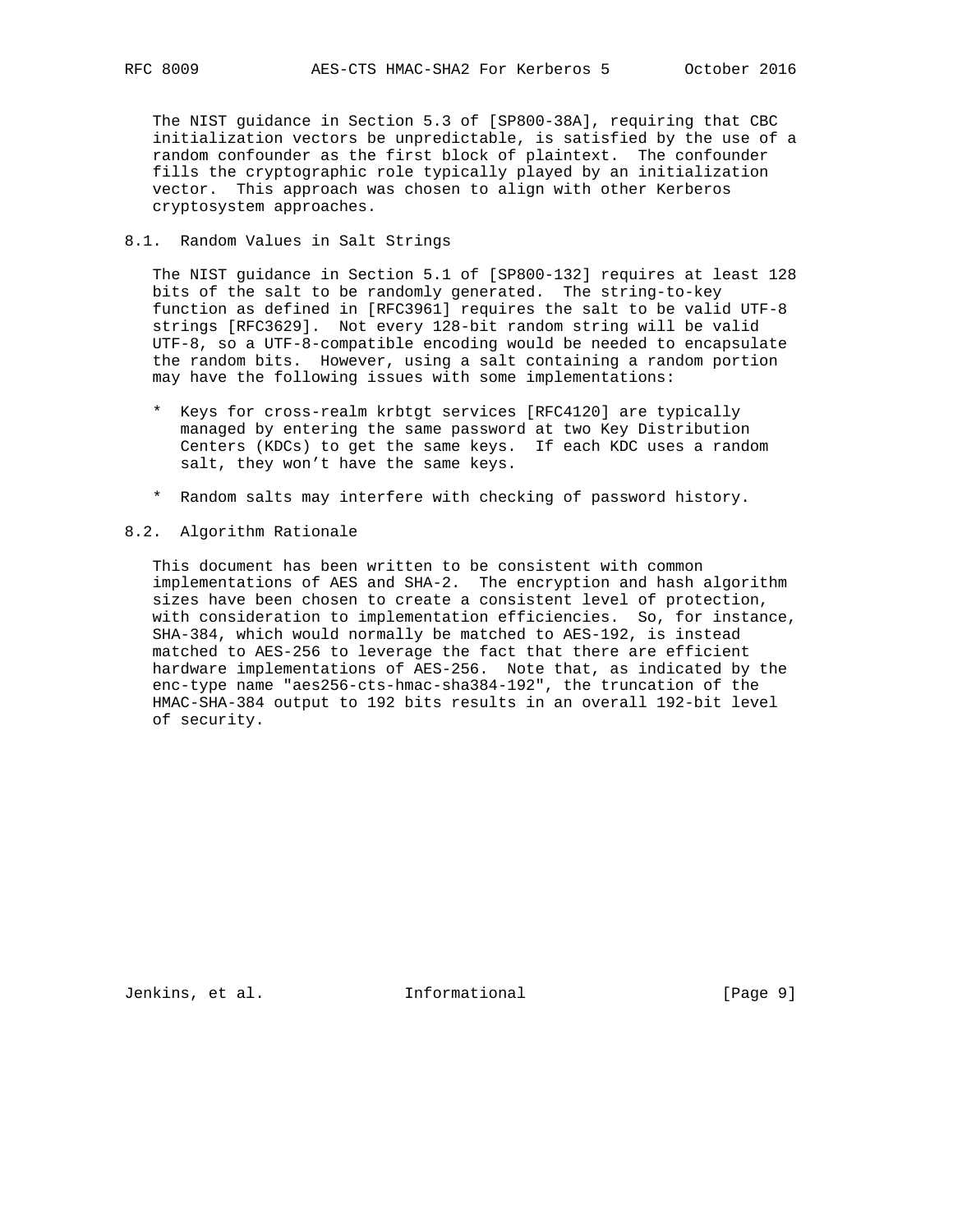The NIST guidance in Section 5.3 of [SP800-38A], requiring that CBC initialization vectors be unpredictable, is satisfied by the use of a random confounder as the first block of plaintext. The confounder fills the cryptographic role typically played by an initialization vector. This approach was chosen to align with other Kerberos cryptosystem approaches.

## 8.1. Random Values in Salt Strings

The NIST guidance in Section 5.1 of [SP800-132] requires at least 128 bits of the salt to be randomly generated. The string-to-key function as defined in [RFC3961] requires the salt to be valid UTF-8 strings [RFC3629]. Not every 128-bit random string will be valid UTF-8, so a UTF-8-compatible encoding would be needed to encapsulate the random bits. However, using a salt containing a random portion may have the following issues with some implementations:

* Keys for cross-realm krbtgt services [RFC4120] are typically managed by entering the same password at two Key Distribution Centers (KDCs) to get the same keys. If each KDC uses a random salt, they won't have the same keys.

* Random salts may interfere with checking of password history.

## 8.2. Algorithm Rationale

This document has been written to be consistent with common implementations of AES and SHA-2. The encryption and hash algorithm sizes have been chosen to create a consistent level of protection, with consideration to implementation efficiencies. So, for instance, SHA-384, which would normally be matched to AES-192, is instead matched to AES-256 to leverage the fact that there are efficient hardware implementations of AES-256. Note that, as indicated by the enc-type name "aes256-cts-hmac-sha384-192", the truncation of the HMAC-SHA-384 output to 192 bits results in an overall 192-bit level of security.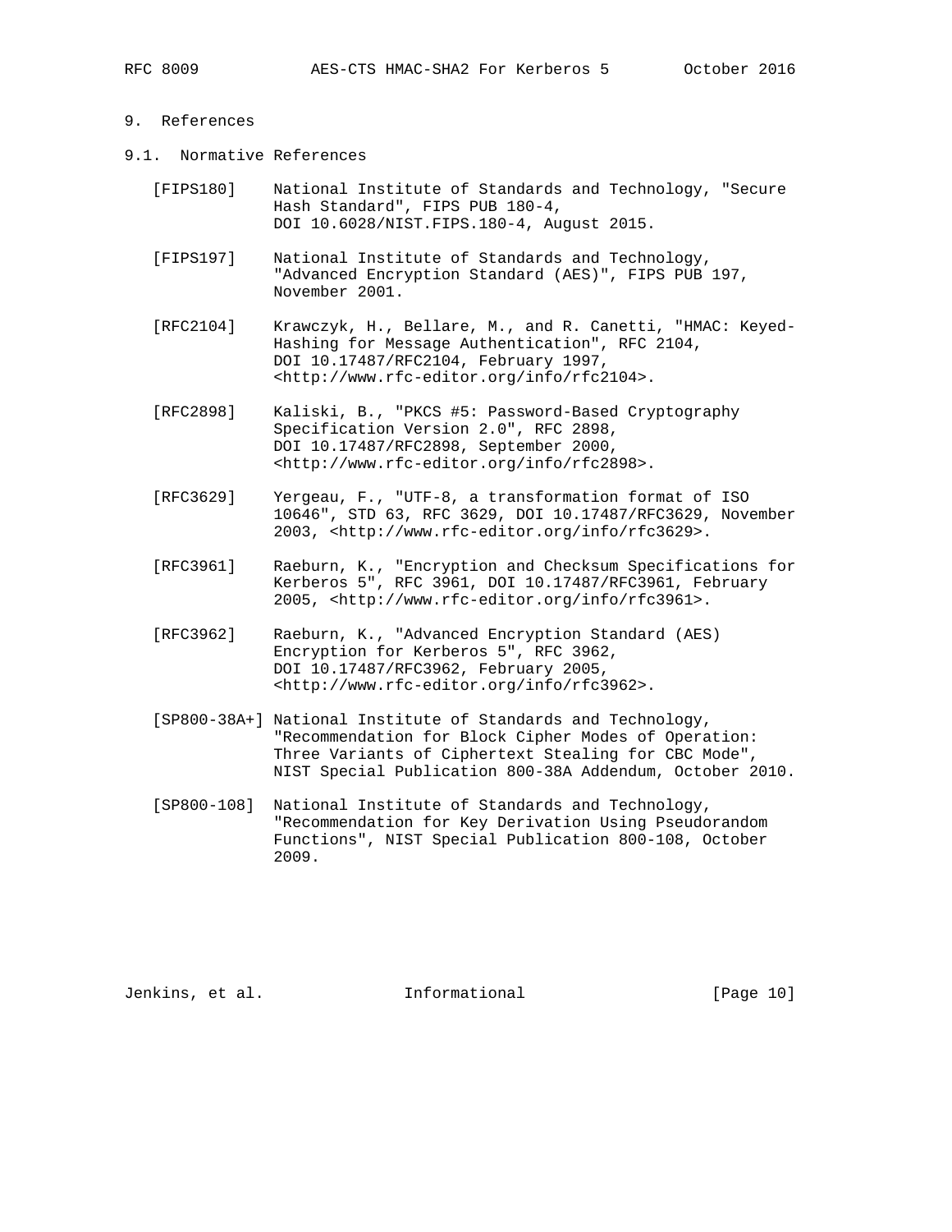## 9. References

### 9.1. Normative References

[FIPS180] National Institute of Standards and Technology, "Secure Hash Standard", FIPS PUB 180-4, DOI 10.6028/NIST.FIPS.180-4, August 2015.

[FIPS197] National Institute of Standards and Technology, "Advanced Encryption Standard (AES)", FIPS PUB 197, November 2001.

[RFC2104] Krawczyk, H., Bellare, M., and R. Canetti, "HMAC: Keyed-Hashing for Message Authentication", RFC 2104, DOI 10.17487/RFC2104, February 1997, <http://www.rfc-editor.org/info/rfc2104>.

[RFC2898] Kaliski, B., "PKCS #5: Password-Based Cryptography Specification Version 2.0", RFC 2898, DOI 10.17487/RFC2898, September 2000, <http://www.rfc-editor.org/info/rfc2898>.

[RFC3629] Yergeau, F., "UTF-8, a transformation format of ISO 10646", STD 63, RFC 3629, DOI 10.17487/RFC3629, November 2003, <http://www.rfc-editor.org/info/rfc3629>.

[RFC3961] Raeburn, K., "Encryption and Checksum Specifications for Kerberos 5", RFC 3961, DOI 10.17487/RFC3961, February 2005, <http://www.rfc-editor.org/info/rfc3961>.

[RFC3962] Raeburn, K., "Advanced Encryption Standard (AES) Encryption for Kerberos 5", RFC 3962, DOI 10.17487/RFC3962, February 2005, <http://www.rfc-editor.org/info/rfc3962>.

[SP800-38A+] National Institute of Standards and Technology, "Recommendation for Block Cipher Modes of Operation: Three Variants of Ciphertext Stealing for CBC Mode", NIST Special Publication 800-38A Addendum, October 2010.

[SP800-108] National Institute of Standards and Technology, "Recommendation for Key Derivation Using Pseudorandom Functions", NIST Special Publication 800-108, October 2009.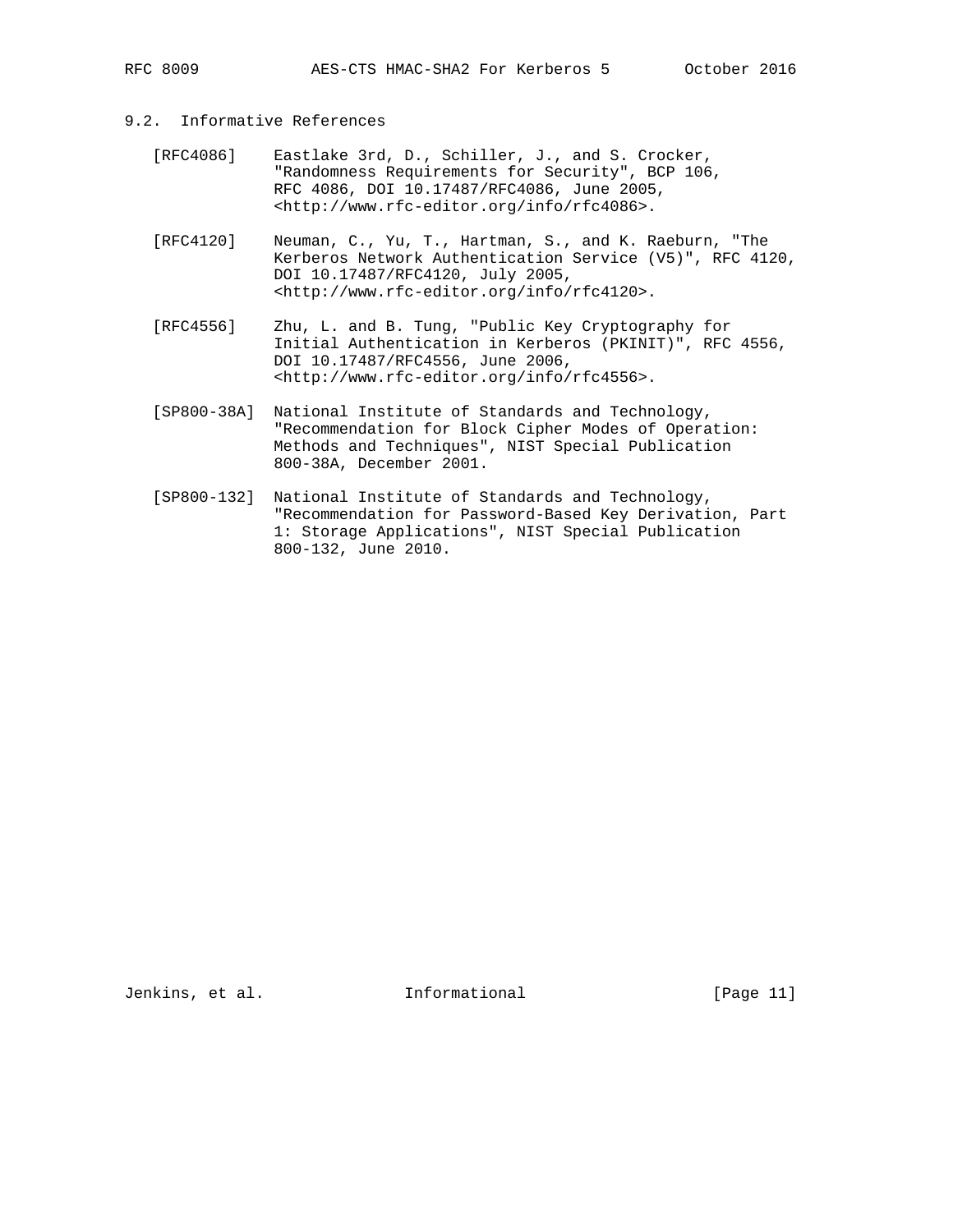## 9.2. Informative References

[RFC4086] Eastlake 3rd, D., Schiller, J., and S. Crocker, "Randomness Requirements for Security", BCP 106, RFC 4086, DOI 10.17487/RFC4086, June 2005, <http://www.rfc-editor.org/info/rfc4086>.

[RFC4120] Neuman, C., Yu, T., Hartman, S., and K. Raeburn, "The Kerberos Network Authentication Service (V5)", RFC 4120, DOI 10.17487/RFC4120, July 2005, <http://www.rfc-editor.org/info/rfc4120>.

[RFC4556] Zhu, L. and B. Tung, "Public Key Cryptography for Initial Authentication in Kerberos (PKINIT)", RFC 4556, DOI 10.17487/RFC4556, June 2006, <http://www.rfc-editor.org/info/rfc4556>.

[SP800-38A] National Institute of Standards and Technology, "Recommendation for Block Cipher Modes of Operation: Methods and Techniques", NIST Special Publication 800-38A, December 2001.

[SP800-132] National Institute of Standards and Technology, "Recommendation for Password-Based Key Derivation, Part 1: Storage Applications", NIST Special Publication 800-132, June 2010.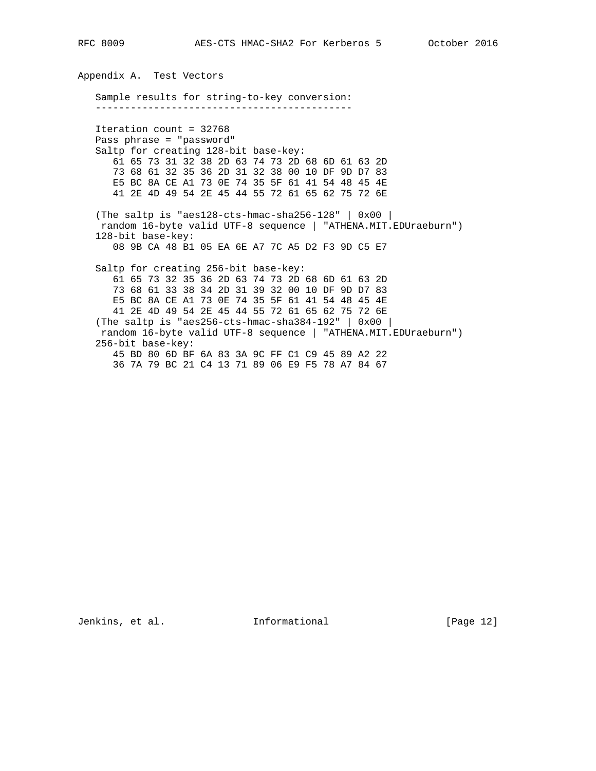## Appendix A. Test Vectors

```
Sample results for string-to-key conversion:
--------------------------------------------

Iteration count = 32768
Pass phrase = "password"
Saltp for creating 128-bit base-key:
   61 65 73 31 32 38 2D 63 74 73 2D 68 6D 61 63 2D
   73 68 61 32 35 36 2D 31 32 38 00 10 DF 9D D7 83
   E5 BC 8A CE A1 73 0E 74 35 5F 61 41 54 48 45 4E
   41 2E 4D 49 54 2E 45 44 55 72 61 65 62 75 72 6E

(The saltp is "aes128-cts-hmac-sha256-128" | 0x00 |
 random 16-byte valid UTF-8 sequence | "ATHENA.MIT.EDUraeburn")
128-bit base-key:
   08 9B CA 48 B1 05 EA 6E A7 7C A5 D2 F3 9D C5 E7

Saltp for creating 256-bit base-key:
   61 65 73 32 35 36 2D 63 74 73 2D 68 6D 61 63 2D
   73 68 61 33 38 34 2D 31 39 32 00 10 DF 9D D7 83
   E5 BC 8A CE A1 73 0E 74 35 5F 61 41 54 48 45 4E
   41 2E 4D 49 54 2E 45 44 55 72 61 65 62 75 72 6E
(The saltp is "aes256-cts-hmac-sha384-192" | 0x00 |
 random 16-byte valid UTF-8 sequence | "ATHENA.MIT.EDUraeburn")
256-bit base-key:
   45 BD 80 6D BF 6A 83 3A 9C FF C1 C9 45 89 A2 22
   36 7A 79 BC 21 C4 13 71 89 06 E9 F5 78 A7 84 67
```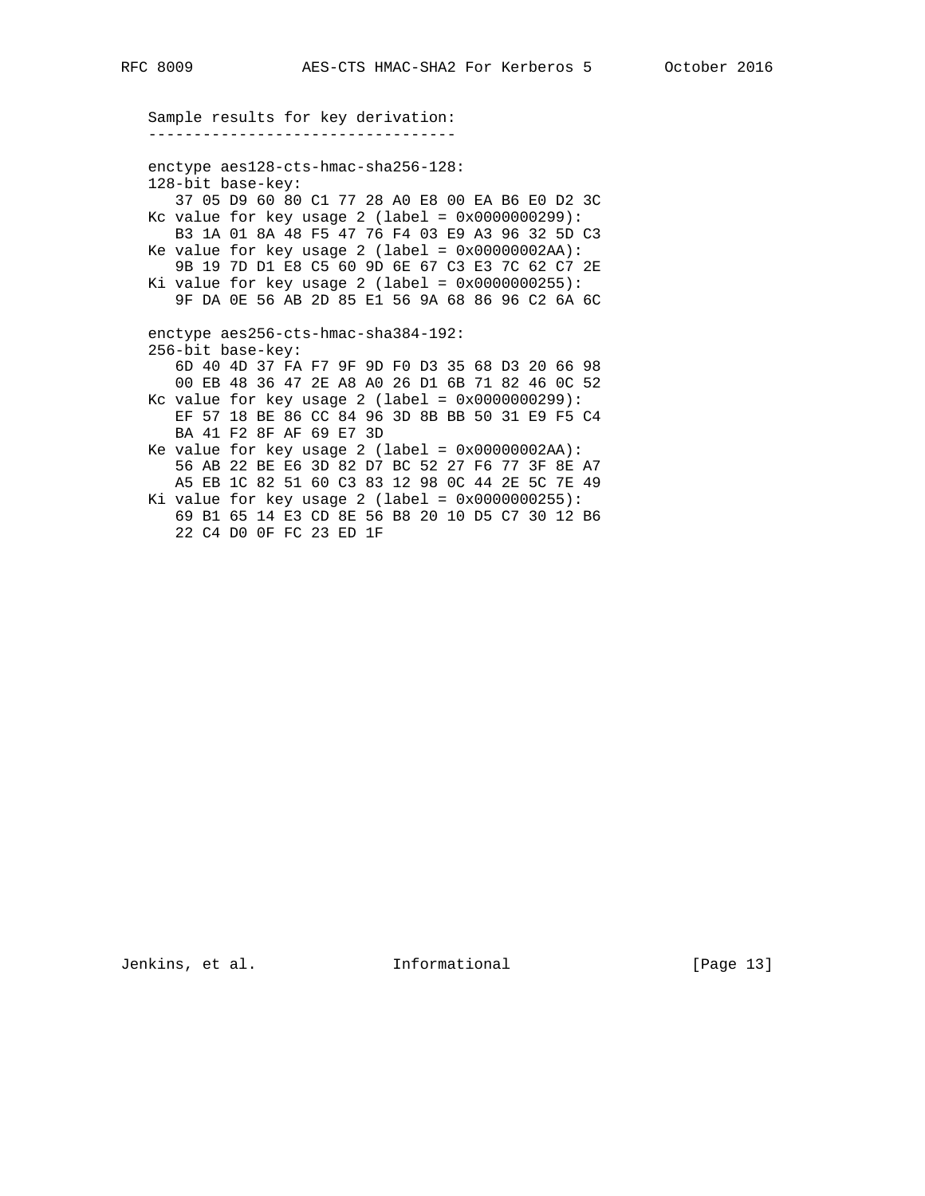Sample results for key derivation:

```
----------------------------------

enctype aes128-cts-hmac-sha256-128:
128-bit base-key:
   37 05 D9 60 80 C1 77 28 A0 E8 00 EA B6 E0 D2 3C
Kc value for key usage 2 (label = 0x0000000299):
   B3 1A 01 8A 48 F5 47 76 F4 03 E9 A3 96 32 5D C3
Ke value for key usage 2 (label = 0x00000002AA):
   9B 19 7D D1 E8 C5 60 9D 6E 67 C3 E3 7C 62 C7 2E
Ki value for key usage 2 (label = 0x0000000255):
   9F DA 0E 56 AB 2D 85 E1 56 9A 68 86 96 C2 6A 6C

enctype aes256-cts-hmac-sha384-192:
256-bit base-key:
   6D 40 4D 37 FA F7 9F 9D F0 D3 35 68 D3 20 66 98
   00 EB 48 36 47 2E A8 A0 26 D1 6B 71 82 46 0C 52
Kc value for key usage 2 (label = 0x0000000299):
   EF 57 18 BE 86 CC 84 96 3D 8B BB 50 31 E9 F5 C4
   BA 41 F2 8F AF 69 E7 3D
Ke value for key usage 2 (label = 0x00000002AA):
   56 AB 22 BE E6 3D 82 D7 BC 52 27 F6 77 3F 8E A7
   A5 EB 1C 82 51 60 C3 83 12 98 0C 44 2E 5C 7E 49
Ki value for key usage 2 (label = 0x0000000255):
   69 B1 65 14 E3 CD 8E 56 B8 20 10 D5 C7 30 12 B6
   22 C4 D0 0F FC 23 ED 1F
```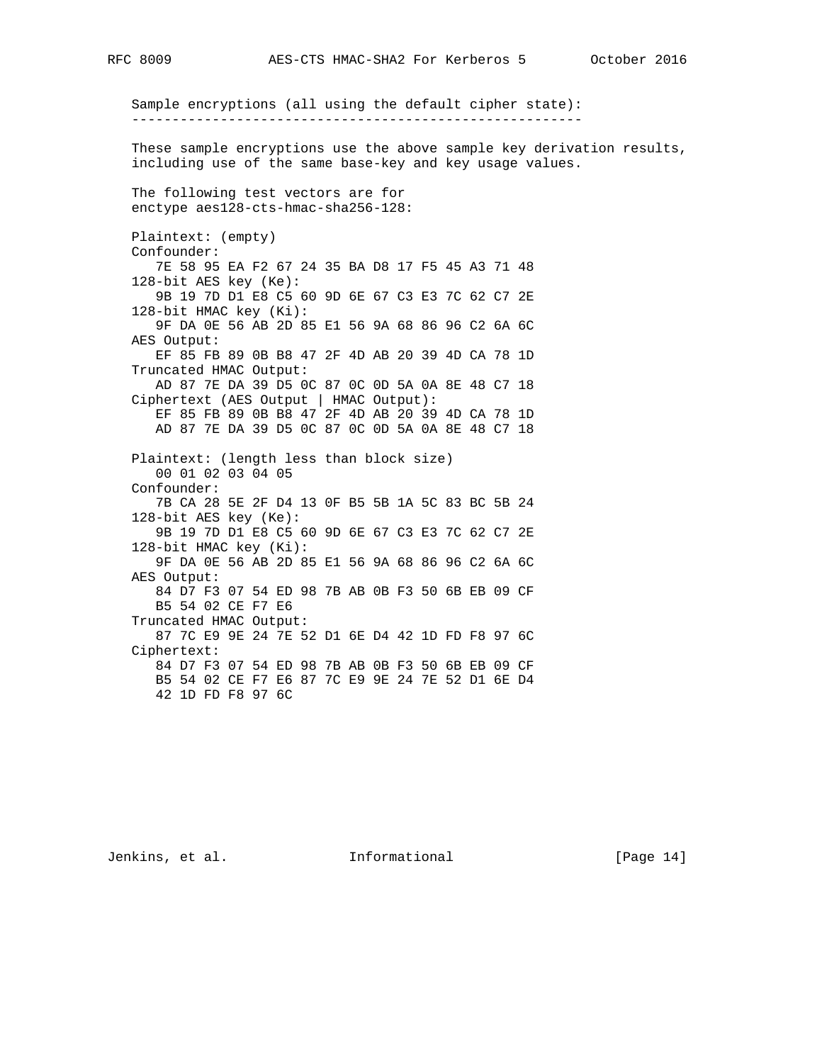Sample encryptions (all using the default cipher state):
--------------------------------------------------------

These sample encryptions use the above sample key derivation results, including use of the same base-key and key usage values.

The following test vectors are for enctype aes128-cts-hmac-sha256-128:

```
Plaintext: (empty)
Confounder:
   7E 58 95 EA F2 67 24 35 BA D8 17 F5 45 A3 71 48
128-bit AES key (Ke):
   9B 19 7D D1 E8 C5 60 9D 6E 67 C3 E3 7C 62 C7 2E
128-bit HMAC key (Ki):
   9F DA 0E 56 AB 2D 85 E1 56 9A 68 86 96 C2 6A 6C
AES Output:
   EF 85 FB 89 0B B8 47 2F 4D AB 20 39 4D CA 78 1D
Truncated HMAC Output:
   AD 87 7E DA 39 D5 0C 87 0C 0D 5A 0A 8E 48 C7 18
Ciphertext (AES Output | HMAC Output):
   EF 85 FB 89 0B B8 47 2F 4D AB 20 39 4D CA 78 1D
   AD 87 7E DA 39 D5 0C 87 0C 0D 5A 0A 8E 48 C7 18

Plaintext: (length less than block size)
   00 01 02 03 04 05
Confounder:
   7B CA 28 5E 2F D4 13 0F B5 5B 1A 5C 83 BC 5B 24
128-bit AES key (Ke):
   9B 19 7D D1 E8 C5 60 9D 6E 67 C3 E3 7C 62 C7 2E
128-bit HMAC key (Ki):
   9F DA 0E 56 AB 2D 85 E1 56 9A 68 86 96 C2 6A 6C
AES Output:
   84 D7 F3 07 54 ED 98 7B AB 0B F3 50 6B EB 09 CF
   B5 54 02 CE F7 E6
Truncated HMAC Output:
   87 7C E9 9E 24 7E 52 D1 6E D4 42 1D FD F8 97 6C
Ciphertext:
   84 D7 F3 07 54 ED 98 7B AB 0B F3 50 6B EB 09 CF
   B5 54 02 CE F7 E6 87 7C E9 9E 24 7E 52 D1 6E D4
   42 1D FD F8 97 6C
```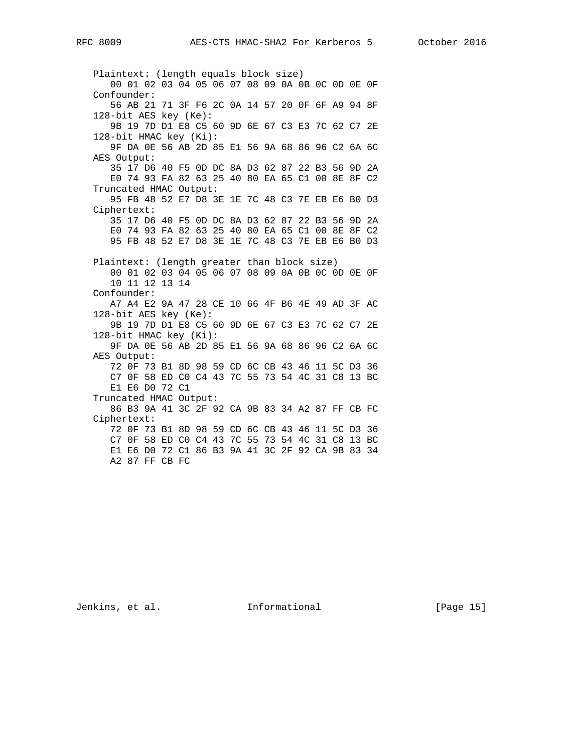```
   Plaintext: (length equals block size)
      00 01 02 03 04 05 06 07 08 09 0A 0B 0C 0D 0E 0F
   Confounder:
      56 AB 21 71 3F F6 2C 0A 14 57 20 0F 6F A9 94 8F
   128-bit AES key (Ke):
      9B 19 7D D1 E8 C5 60 9D 6E 67 C3 E3 7C 62 C7 2E
   128-bit HMAC key (Ki):
      9F DA 0E 56 AB 2D 85 E1 56 9A 68 86 96 C2 6A 6C
   AES Output:
      35 17 D6 40 F5 0D DC 8A D3 62 87 22 B3 56 9D 2A
      E0 74 93 FA 82 63 25 40 80 EA 65 C1 00 8E 8F C2
   Truncated HMAC Output:
      95 FB 48 52 E7 D8 3E 1E 7C 48 C3 7E EB E6 B0 D3
   Ciphertext:
      35 17 D6 40 F5 0D DC 8A D3 62 87 22 B3 56 9D 2A
      E0 74 93 FA 82 63 25 40 80 EA 65 C1 00 8E 8F C2
      95 FB 48 52 E7 D8 3E 1E 7C 48 C3 7E EB E6 B0 D3

   Plaintext: (length greater than block size)
      00 01 02 03 04 05 06 07 08 09 0A 0B 0C 0D 0E 0F
      10 11 12 13 14
   Confounder:
      A7 A4 E2 9A 47 28 CE 10 66 4F B6 4E 49 AD 3F AC
   128-bit AES key (Ke):
      9B 19 7D D1 E8 C5 60 9D 6E 67 C3 E3 7C 62 C7 2E
   128-bit HMAC key (Ki):
      9F DA 0E 56 AB 2D 85 E1 56 9A 68 86 96 C2 6A 6C
   AES Output:
      72 0F 73 B1 8D 98 59 CD 6C CB 43 46 11 5C D3 36
      C7 0F 58 ED C0 C4 43 7C 55 73 54 4C 31 C8 13 BC
      E1 E6 D0 72 C1
   Truncated HMAC Output:
      86 B3 9A 41 3C 2F 92 CA 9B 83 34 A2 87 FF CB FC
   Ciphertext:
      72 0F 73 B1 8D 98 59 CD 6C CB 43 46 11 5C D3 36
      C7 0F 58 ED C0 C4 43 7C 55 73 54 4C 31 C8 13 BC
      E1 E6 D0 72 C1 86 B3 9A 41 3C 2F 92 CA 9B 83 34
      A2 87 FF CB FC
```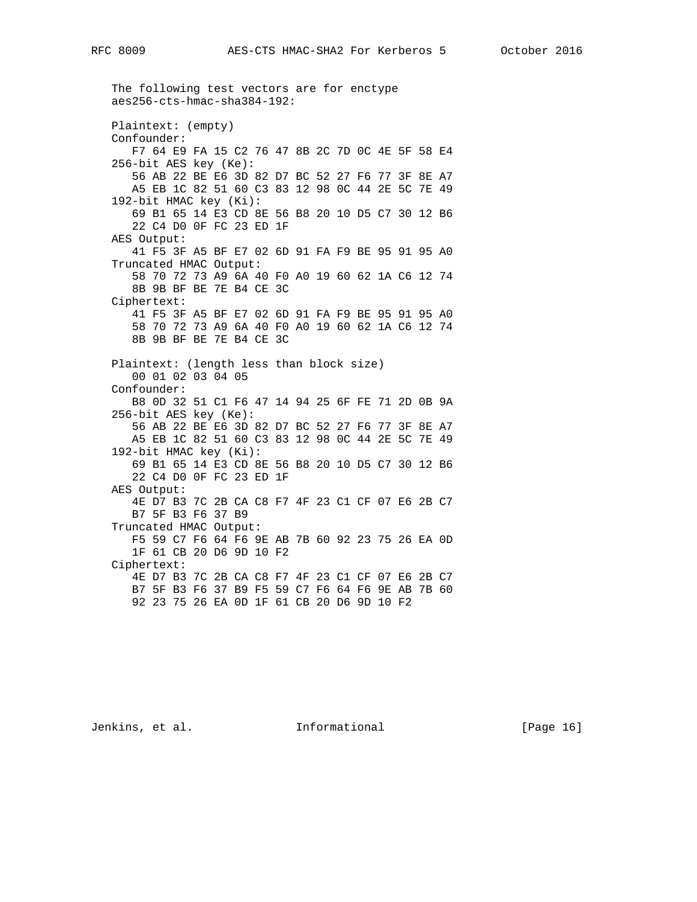The following test vectors are for enctype aes256-cts-hmac-sha384-192:

```
Plaintext: (empty)
Confounder:
   F7 64 E9 FA 15 C2 76 47 8B 2C 7D 0C 4E 5F 58 E4
256-bit AES key (Ke):
   56 AB 22 BE E6 3D 82 D7 BC 52 27 F6 77 3F 8E A7
   A5 EB 1C 82 51 60 C3 83 12 98 0C 44 2E 5C 7E 49
192-bit HMAC key (Ki):
   69 B1 65 14 E3 CD 8E 56 B8 20 10 D5 C7 30 12 B6
   22 C4 D0 0F FC 23 ED 1F
AES Output:
   41 F5 3F A5 BF E7 02 6D 91 FA F9 BE 95 91 95 A0
Truncated HMAC Output:
   58 70 72 73 A9 6A 40 F0 A0 19 60 62 1A C6 12 74
   8B 9B BF BE 7E B4 CE 3C
Ciphertext:
   41 F5 3F A5 BF E7 02 6D 91 FA F9 BE 95 91 95 A0
   58 70 72 73 A9 6A 40 F0 A0 19 60 62 1A C6 12 74
   8B 9B BF BE 7E B4 CE 3C

Plaintext: (length less than block size)
   00 01 02 03 04 05
Confounder:
   B8 0D 32 51 C1 F6 47 14 94 25 6F FE 71 2D 0B 9A
256-bit AES key (Ke):
   56 AB 22 BE E6 3D 82 D7 BC 52 27 F6 77 3F 8E A7
   A5 EB 1C 82 51 60 C3 83 12 98 0C 44 2E 5C 7E 49
192-bit HMAC key (Ki):
   69 B1 65 14 E3 CD 8E 56 B8 20 10 D5 C7 30 12 B6
   22 C4 D0 0F FC 23 ED 1F
AES Output:
   4E D7 B3 7C 2B CA C8 F7 4F 23 C1 CF 07 E6 2B C7
   B7 5F B3 F6 37 B9
Truncated HMAC Output:
   F5 59 C7 F6 64 F6 9E AB 7B 60 92 23 75 26 EA 0D
   1F 61 CB 20 D6 9D 10 F2
Ciphertext:
   4E D7 B3 7C 2B CA C8 F7 4F 23 C1 CF 07 E6 2B C7
   B7 5F B3 F6 37 B9 F5 59 C7 F6 64 F6 9E AB 7B 60
   92 23 75 26 EA 0D 1F 61 CB 20 D6 9D 10 F2
```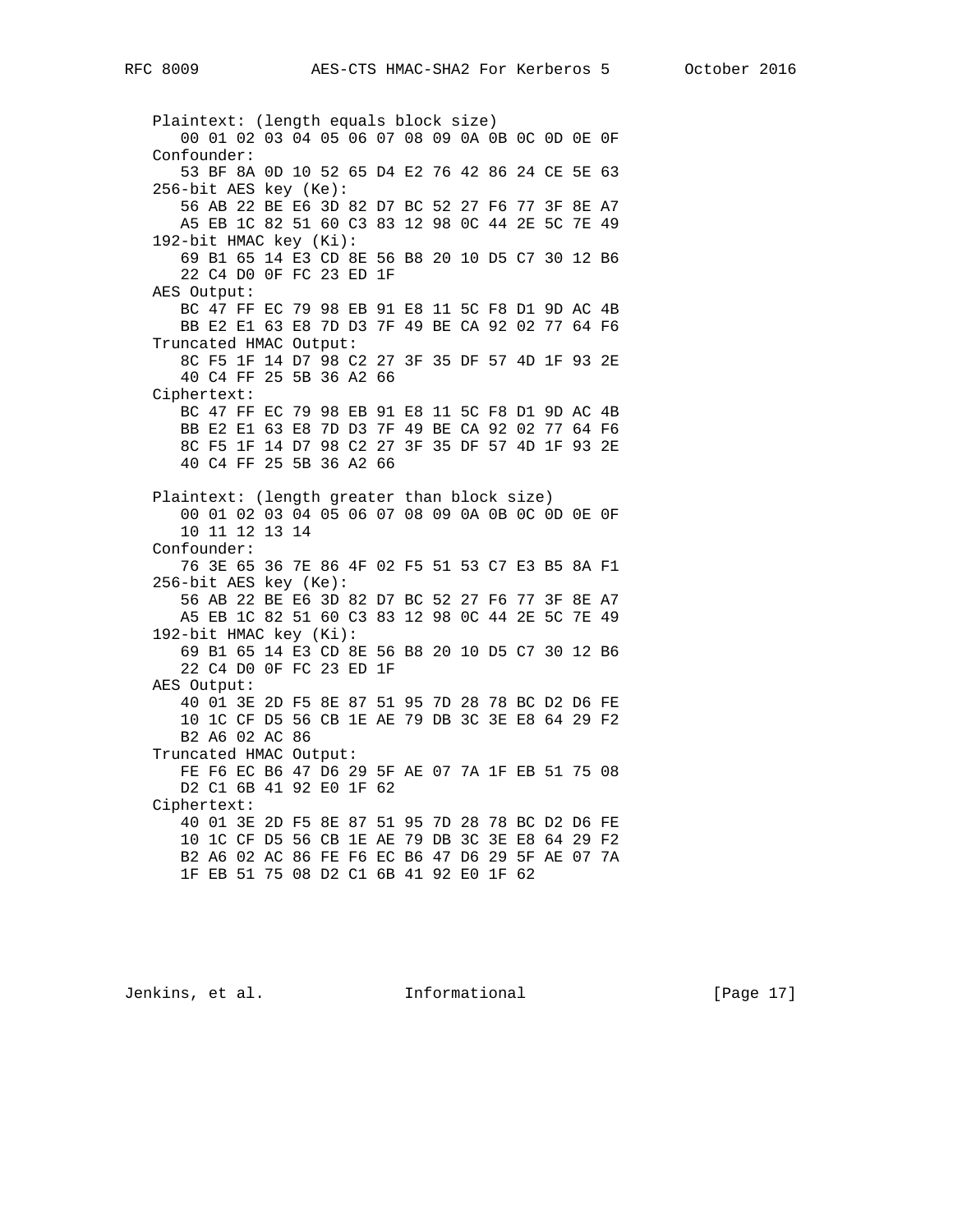```
   Plaintext: (length equals block size)
      00 01 02 03 04 05 06 07 08 09 0A 0B 0C 0D 0E 0F
   Confounder:
      53 BF 8A 0D 10 52 65 D4 E2 76 42 86 24 CE 5E 63
   256-bit AES key (Ke):
      56 AB 22 BE E6 3D 82 D7 BC 52 27 F6 77 3F 8E A7
      A5 EB 1C 82 51 60 C3 83 12 98 0C 44 2E 5C 7E 49
   192-bit HMAC key (Ki):
      69 B1 65 14 E3 CD 8E 56 B8 20 10 D5 C7 30 12 B6
      22 C4 D0 0F FC 23 ED 1F
   AES Output:
      BC 47 FF EC 79 98 EB 91 E8 11 5C F8 D1 9D AC 4B
      BB E2 E1 63 E8 7D D3 7F 49 BE CA 92 02 77 64 F6
   Truncated HMAC Output:
      8C F5 1F 14 D7 98 C2 27 3F 35 DF 57 4D 1F 93 2E
      40 C4 FF 25 5B 36 A2 66
   Ciphertext:
      BC 47 FF EC 79 98 EB 91 E8 11 5C F8 D1 9D AC 4B
      BB E2 E1 63 E8 7D D3 7F 49 BE CA 92 02 77 64 F6
      8C F5 1F 14 D7 98 C2 27 3F 35 DF 57 4D 1F 93 2E
      40 C4 FF 25 5B 36 A2 66

   Plaintext: (length greater than block size)
      00 01 02 03 04 05 06 07 08 09 0A 0B 0C 0D 0E 0F
      10 11 12 13 14
   Confounder:
      76 3E 65 36 7E 86 4F 02 F5 51 53 C7 E3 B5 8A F1
   256-bit AES key (Ke):
      56 AB 22 BE E6 3D 82 D7 BC 52 27 F6 77 3F 8E A7
      A5 EB 1C 82 51 60 C3 83 12 98 0C 44 2E 5C 7E 49
   192-bit HMAC key (Ki):
      69 B1 65 14 E3 CD 8E 56 B8 20 10 D5 C7 30 12 B6
      22 C4 D0 0F FC 23 ED 1F
   AES Output:
      40 01 3E 2D F5 8E 87 51 95 7D 28 78 BC D2 D6 FE
      10 1C CF D5 56 CB 1E AE 79 DB 3C 3E E8 64 29 F2
      B2 A6 02 AC 86
   Truncated HMAC Output:
      FE F6 EC B6 47 D6 29 5F AE 07 7A 1F EB 51 75 08
      D2 C1 6B 41 92 E0 1F 62
   Ciphertext:
      40 01 3E 2D F5 8E 87 51 95 7D 28 78 BC D2 D6 FE
      10 1C CF D5 56 CB 1E AE 79 DB 3C 3E E8 64 29 F2
      B2 A6 02 AC 86 FE F6 EC B6 47 D6 29 5F AE 07 7A
      1F EB 51 75 08 D2 C1 6B 41 92 E0 1F 62
```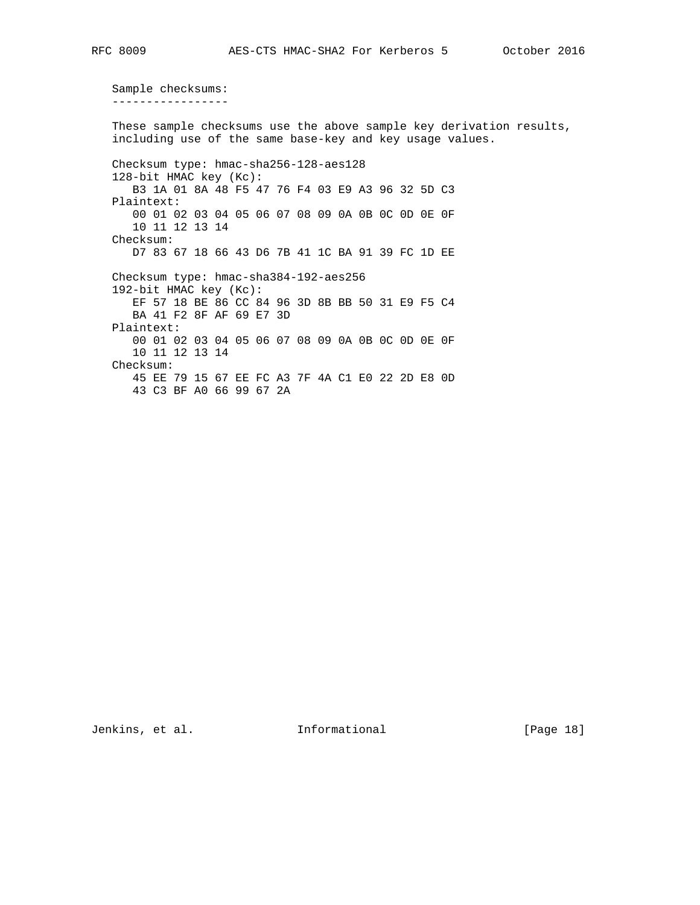Sample checksums:
-----------------

These sample checksums use the above sample key derivation results, including use of the same base-key and key usage values.

```
Checksum type: hmac-sha256-128-aes128
128-bit HMAC key (Kc):
   B3 1A 01 8A 48 F5 47 76 F4 03 E9 A3 96 32 5D C3
Plaintext:
   00 01 02 03 04 05 06 07 08 09 0A 0B 0C 0D 0E 0F
   10 11 12 13 14
Checksum:
   D7 83 67 18 66 43 D6 7B 41 1C BA 91 39 FC 1D EE

Checksum type: hmac-sha384-192-aes256
192-bit HMAC key (Kc):
   EF 57 18 BE 86 CC 84 96 3D 8B BB 50 31 E9 F5 C4
   BA 41 F2 8F AF 69 E7 3D
Plaintext:
   00 01 02 03 04 05 06 07 08 09 0A 0B 0C 0D 0E 0F
   10 11 12 13 14
Checksum:
   45 EE 79 15 67 EE FC A3 7F 4A C1 E0 22 2D E8 0D
   43 C3 BF A0 66 99 67 2A
```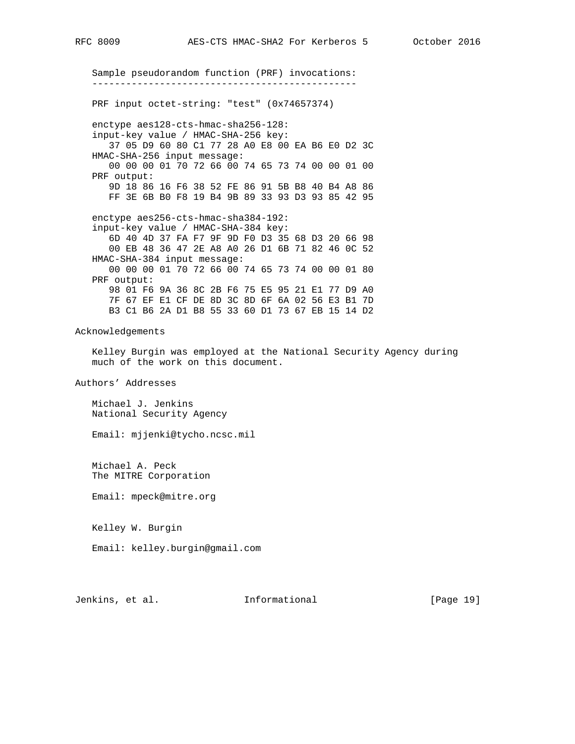Sample pseudorandom function (PRF) invocations:

```
PRF input octet-string: "test" (0x74657374)

enctype aes128-cts-hmac-sha256-128:
input-key value / HMAC-SHA-256 key:
   37 05 D9 60 80 C1 77 28 A0 E8 00 EA B6 E0 D2 3C
HMAC-SHA-256 input message:
   00 00 00 01 70 72 66 00 74 65 73 74 00 00 01 00
PRF output:
   9D 18 86 16 F6 38 52 FE 86 91 5B B8 40 B4 A8 86
   FF 3E 6B B0 F8 19 B4 9B 89 33 93 D3 93 85 42 95

enctype aes256-cts-hmac-sha384-192:
input-key value / HMAC-SHA-384 key:
   6D 40 4D 37 FA F7 9F 9D F0 D3 35 68 D3 20 66 98
   00 EB 48 36 47 2E A8 A0 26 D1 6B 71 82 46 0C 52
HMAC-SHA-384 input message:
   00 00 00 01 70 72 66 00 74 65 73 74 00 00 01 80
PRF output:
   98 01 F6 9A 36 8C 2B F6 75 E5 95 21 E1 77 D9 A0
   7F 67 EF E1 CF DE 8D 3C 8D 6F 6A 02 56 E3 B1 7D
   B3 C1 B6 2A D1 B8 55 33 60 D1 73 67 EB 15 14 D2
```

# Acknowledgements

Kelley Burgin was employed at the National Security Agency during much of the work on this document.

# Authors' Addresses

Michael J. Jenkins
National Security Agency

Email: mjjenki@tycho.ncsc.mil

Michael A. Peck
The MITRE Corporation

Email: mpeck@mitre.org

Kelley W. Burgin

Email: kelley.burgin@gmail.com